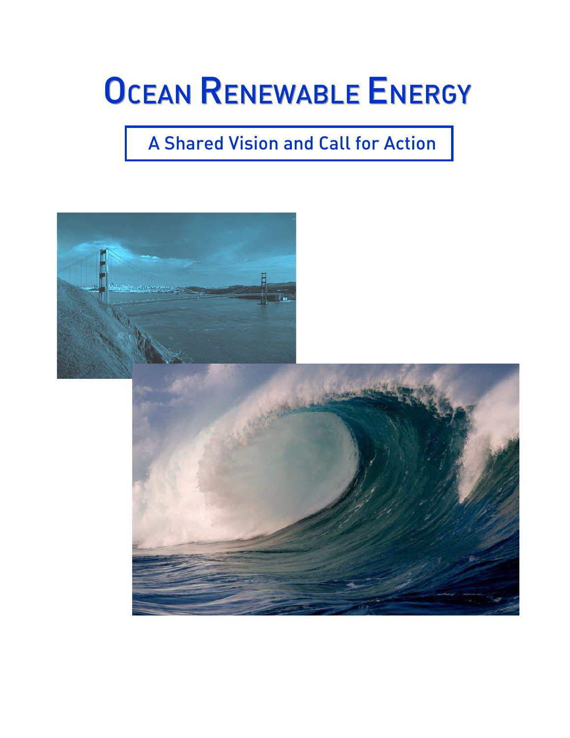# Ocean Renewable Energy

A Shared Vision and Call for Action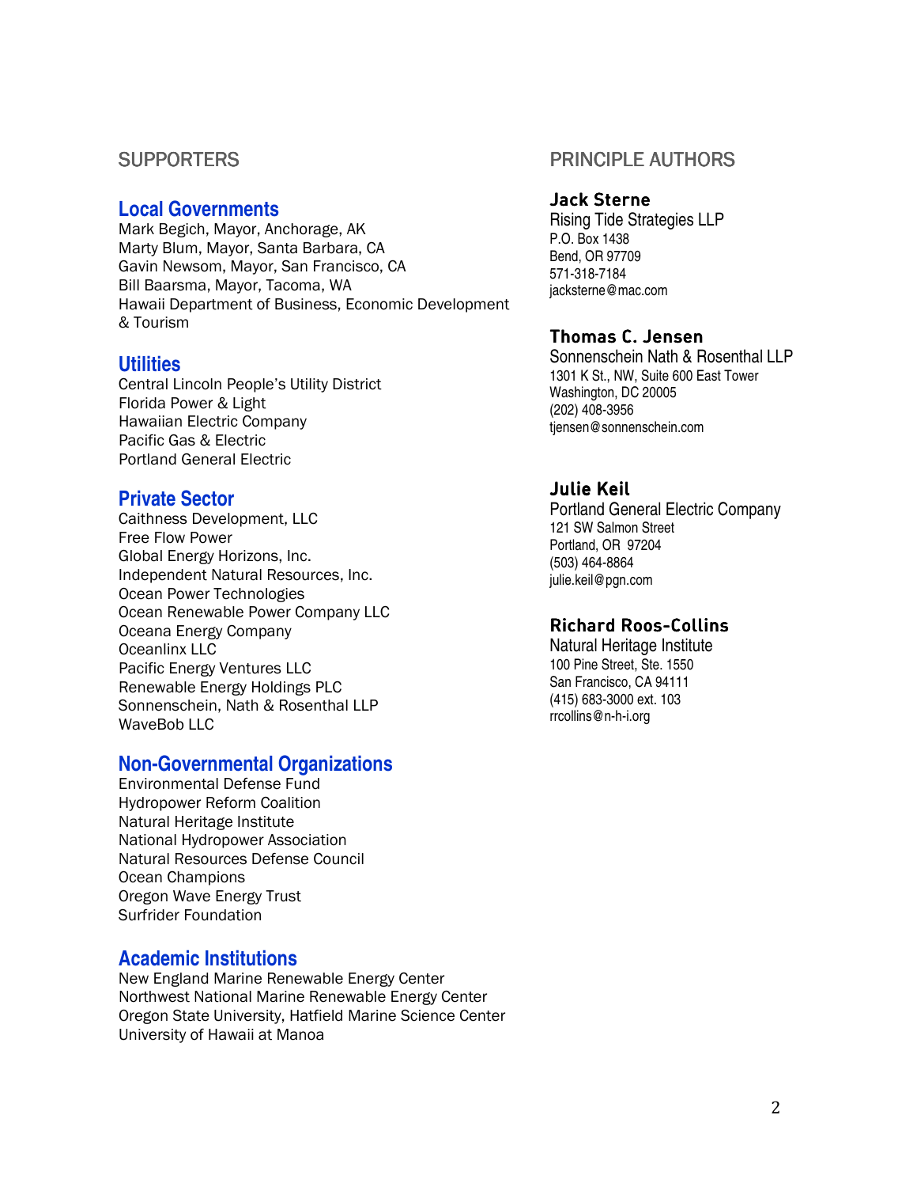## SUPPORTERS

### Local Governments

Mark Begich, Mayor, Anchorage, AK
Marty Blum, Mayor, Santa Barbara, CA
Gavin Newsom, Mayor, San Francisco, CA
Bill Baarsma, Mayor, Tacoma, WA
Hawaii Department of Business, Economic Development & Tourism

### Utilities

Central Lincoln People's Utility District
Florida Power & Light
Hawaiian Electric Company
Pacific Gas & Electric
Portland General Electric

### Private Sector

Caithness Development, LLC
Free Flow Power
Global Energy Horizons, Inc.
Independent Natural Resources, Inc.
Ocean Power Technologies
Ocean Renewable Power Company LLC
Oceana Energy Company
Oceanlinx LLC
Pacific Energy Ventures LLC
Renewable Energy Holdings PLC
Sonnenschein, Nath & Rosenthal LLP
WaveBob LLC

### Non-Governmental Organizations

Environmental Defense Fund
Hydropower Reform Coalition
Natural Heritage Institute
National Hydropower Association
Natural Resources Defense Council
Ocean Champions
Oregon Wave Energy Trust
Surfrider Foundation

### Academic Institutions

New England Marine Renewable Energy Center
Northwest National Marine Renewable Energy Center
Oregon State University, Hatfield Marine Science Center
University of Hawaii at Manoa

## PRINCIPLE AUTHORS

**Jack Sterne**
Rising Tide Strategies LLP
P.O. Box 1438
Bend, OR 97709
571-318-7184
jacksterne@mac.com

**Thomas C. Jensen**
Sonnenschein Nath & Rosenthal LLP
1301 K St., NW, Suite 600 East Tower
Washington, DC 20005
(202) 408-3956
tjensen@sonnenschein.com

**Julie Keil**
Portland General Electric Company
121 SW Salmon Street
Portland, OR 97204
(503) 464-8864
julie.keil@pgn.com

**Richard Roos-Collins**
Natural Heritage Institute
100 Pine Street, Ste. 1550
San Francisco, CA 94111
(415) 683-3000 ext. 103
rrcollins@n-h-i.org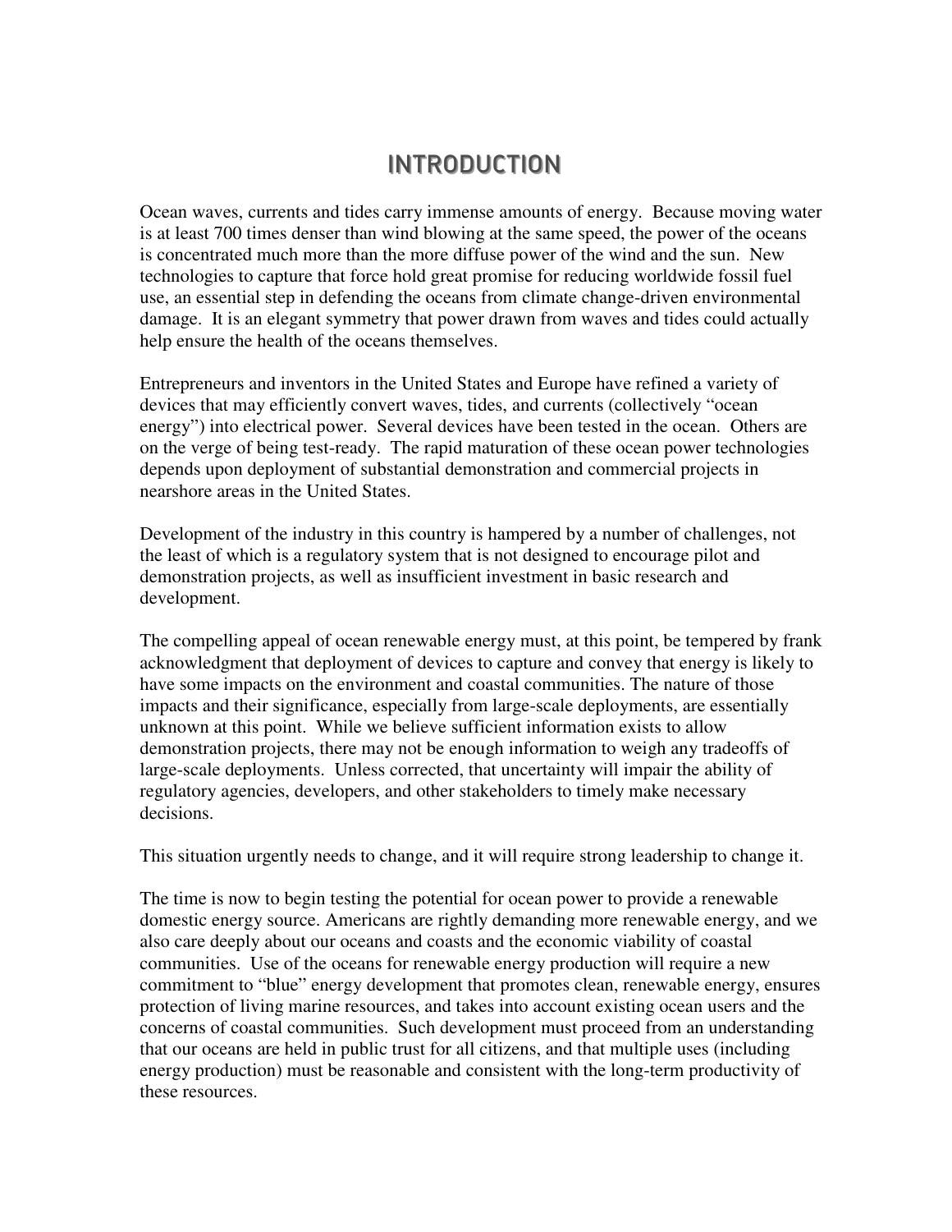# INTRODUCTION

Ocean waves, currents and tides carry immense amounts of energy. Because moving water is at least 700 times denser than wind blowing at the same speed, the power of the oceans is concentrated much more than the more diffuse power of the wind and the sun. New technologies to capture that force hold great promise for reducing worldwide fossil fuel use, an essential step in defending the oceans from climate change-driven environmental damage. It is an elegant symmetry that power drawn from waves and tides could actually help ensure the health of the oceans themselves.

Entrepreneurs and inventors in the United States and Europe have refined a variety of devices that may efficiently convert waves, tides, and currents (collectively "ocean energy") into electrical power. Several devices have been tested in the ocean. Others are on the verge of being test-ready. The rapid maturation of these ocean power technologies depends upon deployment of substantial demonstration and commercial projects in nearshore areas in the United States.

Development of the industry in this country is hampered by a number of challenges, not the least of which is a regulatory system that is not designed to encourage pilot and demonstration projects, as well as insufficient investment in basic research and development.

The compelling appeal of ocean renewable energy must, at this point, be tempered by frank acknowledgment that deployment of devices to capture and convey that energy is likely to have some impacts on the environment and coastal communities. The nature of those impacts and their significance, especially from large-scale deployments, are essentially unknown at this point. While we believe sufficient information exists to allow demonstration projects, there may not be enough information to weigh any tradeoffs of large-scale deployments. Unless corrected, that uncertainty will impair the ability of regulatory agencies, developers, and other stakeholders to timely make necessary decisions.

This situation urgently needs to change, and it will require strong leadership to change it.

The time is now to begin testing the potential for ocean power to provide a renewable domestic energy source. Americans are rightly demanding more renewable energy, and we also care deeply about our oceans and coasts and the economic viability of coastal communities. Use of the oceans for renewable energy production will require a new commitment to "blue" energy development that promotes clean, renewable energy, ensures protection of living marine resources, and takes into account existing ocean users and the concerns of coastal communities. Such development must proceed from an understanding that our oceans are held in public trust for all citizens, and that multiple uses (including energy production) must be reasonable and consistent with the long-term productivity of these resources.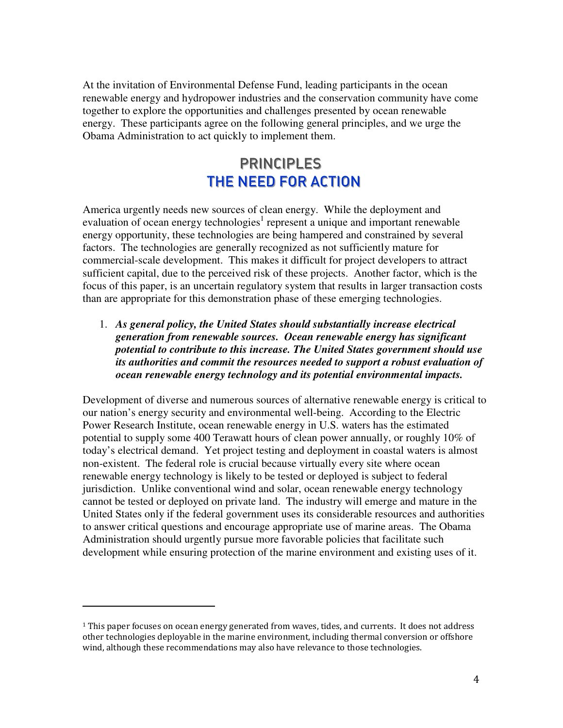At the invitation of Environmental Defense Fund, leading participants in the ocean renewable energy and hydropower industries and the conservation community have come together to explore the opportunities and challenges presented by ocean renewable energy. These participants agree on the following general principles, and we urge the Obama Administration to act quickly to implement them.

# PRINCIPLES

## THE NEED FOR ACTION

America urgently needs new sources of clean energy. While the deployment and evaluation of ocean energy technologies[1] represent a unique and important renewable energy opportunity, these technologies are being hampered and constrained by several factors. The technologies are generally recognized as not sufficiently mature for commercial-scale development. This makes it difficult for project developers to attract sufficient capital, due to the perceived risk of these projects. Another factor, which is the focus of this paper, is an uncertain regulatory system that results in larger transaction costs than are appropriate for this demonstration phase of these emerging technologies.

1. ***As general policy, the United States should substantially increase electrical generation from renewable sources. Ocean renewable energy has significant potential to contribute to this increase. The United States government should use its authorities and commit the resources needed to support a robust evaluation of ocean renewable energy technology and its potential environmental impacts.***

Development of diverse and numerous sources of alternative renewable energy is critical to our nation's energy security and environmental well-being. According to the Electric Power Research Institute, ocean renewable energy in U.S. waters has the estimated potential to supply some 400 Terawatt hours of clean power annually, or roughly 10% of today's electrical demand. Yet project testing and deployment in coastal waters is almost non-existent. The federal role is crucial because virtually every site where ocean renewable energy technology is likely to be tested or deployed is subject to federal jurisdiction. Unlike conventional wind and solar, ocean renewable energy technology cannot be tested or deployed on private land. The industry will emerge and mature in the United States only if the federal government uses its considerable resources and authorities to answer critical questions and encourage appropriate use of marine areas. The Obama Administration should urgently pursue more favorable policies that facilitate such development while ensuring protection of the marine environment and existing uses of it.

---

[1] This paper focuses on ocean energy generated from waves, tides, and currents. It does not address other technologies deployable in the marine environment, including thermal conversion or offshore wind, although these recommendations may also have relevance to those technologies.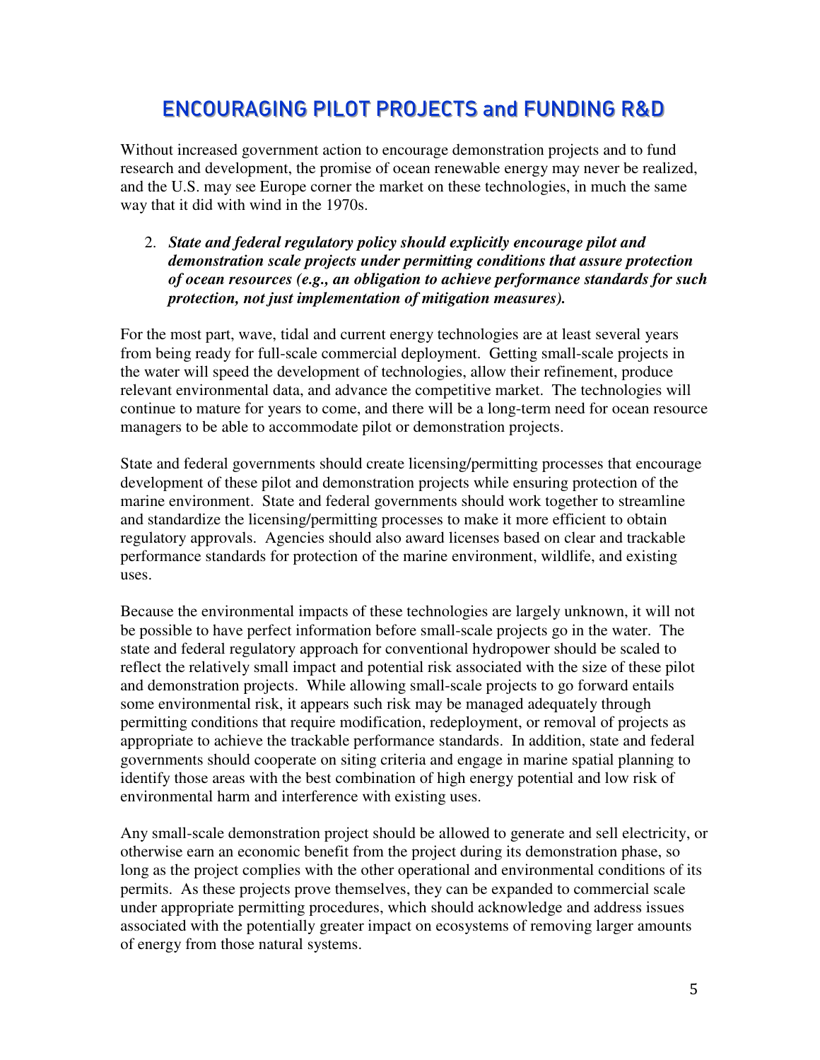# ENCOURAGING PILOT PROJECTS and FUNDING R&D

Without increased government action to encourage demonstration projects and to fund research and development, the promise of ocean renewable energy may never be realized, and the U.S. may see Europe corner the market on these technologies, in much the same way that it did with wind in the 1970s.

2. ***State and federal regulatory policy should explicitly encourage pilot and demonstration scale projects under permitting conditions that assure protection of ocean resources (e.g., an obligation to achieve performance standards for such protection, not just implementation of mitigation measures).***

For the most part, wave, tidal and current energy technologies are at least several years from being ready for full-scale commercial deployment. Getting small-scale projects in the water will speed the development of technologies, allow their refinement, produce relevant environmental data, and advance the competitive market. The technologies will continue to mature for years to come, and there will be a long-term need for ocean resource managers to be able to accommodate pilot or demonstration projects.

State and federal governments should create licensing/permitting processes that encourage development of these pilot and demonstration projects while ensuring protection of the marine environment. State and federal governments should work together to streamline and standardize the licensing/permitting processes to make it more efficient to obtain regulatory approvals. Agencies should also award licenses based on clear and trackable performance standards for protection of the marine environment, wildlife, and existing uses.

Because the environmental impacts of these technologies are largely unknown, it will not be possible to have perfect information before small-scale projects go in the water. The state and federal regulatory approach for conventional hydropower should be scaled to reflect the relatively small impact and potential risk associated with the size of these pilot and demonstration projects. While allowing small-scale projects to go forward entails some environmental risk, it appears such risk may be managed adequately through permitting conditions that require modification, redeployment, or removal of projects as appropriate to achieve the trackable performance standards. In addition, state and federal governments should cooperate on siting criteria and engage in marine spatial planning to identify those areas with the best combination of high energy potential and low risk of environmental harm and interference with existing uses.

Any small-scale demonstration project should be allowed to generate and sell electricity, or otherwise earn an economic benefit from the project during its demonstration phase, so long as the project complies with the other operational and environmental conditions of its permits. As these projects prove themselves, they can be expanded to commercial scale under appropriate permitting procedures, which should acknowledge and address issues associated with the potentially greater impact on ecosystems of removing larger amounts of energy from those natural systems.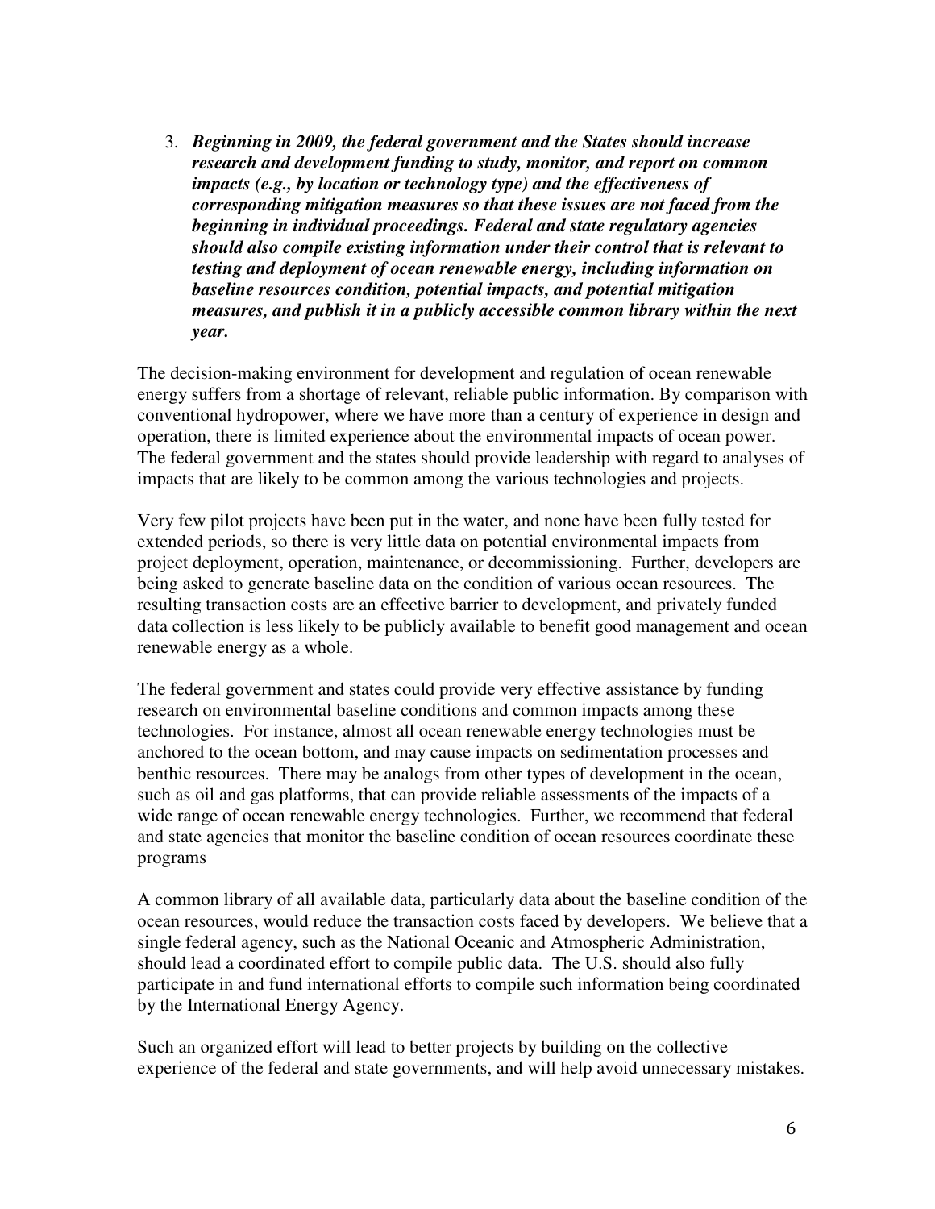3. ***Beginning in 2009, the federal government and the States should increase research and development funding to study, monitor, and report on common impacts (e.g., by location or technology type) and the effectiveness of corresponding mitigation measures so that these issues are not faced from the beginning in individual proceedings. Federal and state regulatory agencies should also compile existing information under their control that is relevant to testing and deployment of ocean renewable energy, including information on baseline resources condition, potential impacts, and potential mitigation measures, and publish it in a publicly accessible common library within the next year.***

The decision-making environment for development and regulation of ocean renewable energy suffers from a shortage of relevant, reliable public information. By comparison with conventional hydropower, where we have more than a century of experience in design and operation, there is limited experience about the environmental impacts of ocean power. The federal government and the states should provide leadership with regard to analyses of impacts that are likely to be common among the various technologies and projects.

Very few pilot projects have been put in the water, and none have been fully tested for extended periods, so there is very little data on potential environmental impacts from project deployment, operation, maintenance, or decommissioning. Further, developers are being asked to generate baseline data on the condition of various ocean resources. The resulting transaction costs are an effective barrier to development, and privately funded data collection is less likely to be publicly available to benefit good management and ocean renewable energy as a whole.

The federal government and states could provide very effective assistance by funding research on environmental baseline conditions and common impacts among these technologies. For instance, almost all ocean renewable energy technologies must be anchored to the ocean bottom, and may cause impacts on sedimentation processes and benthic resources. There may be analogs from other types of development in the ocean, such as oil and gas platforms, that can provide reliable assessments of the impacts of a wide range of ocean renewable energy technologies. Further, we recommend that federal and state agencies that monitor the baseline condition of ocean resources coordinate these programs

A common library of all available data, particularly data about the baseline condition of the ocean resources, would reduce the transaction costs faced by developers. We believe that a single federal agency, such as the National Oceanic and Atmospheric Administration, should lead a coordinated effort to compile public data. The U.S. should also fully participate in and fund international efforts to compile such information being coordinated by the International Energy Agency.

Such an organized effort will lead to better projects by building on the collective experience of the federal and state governments, and will help avoid unnecessary mistakes.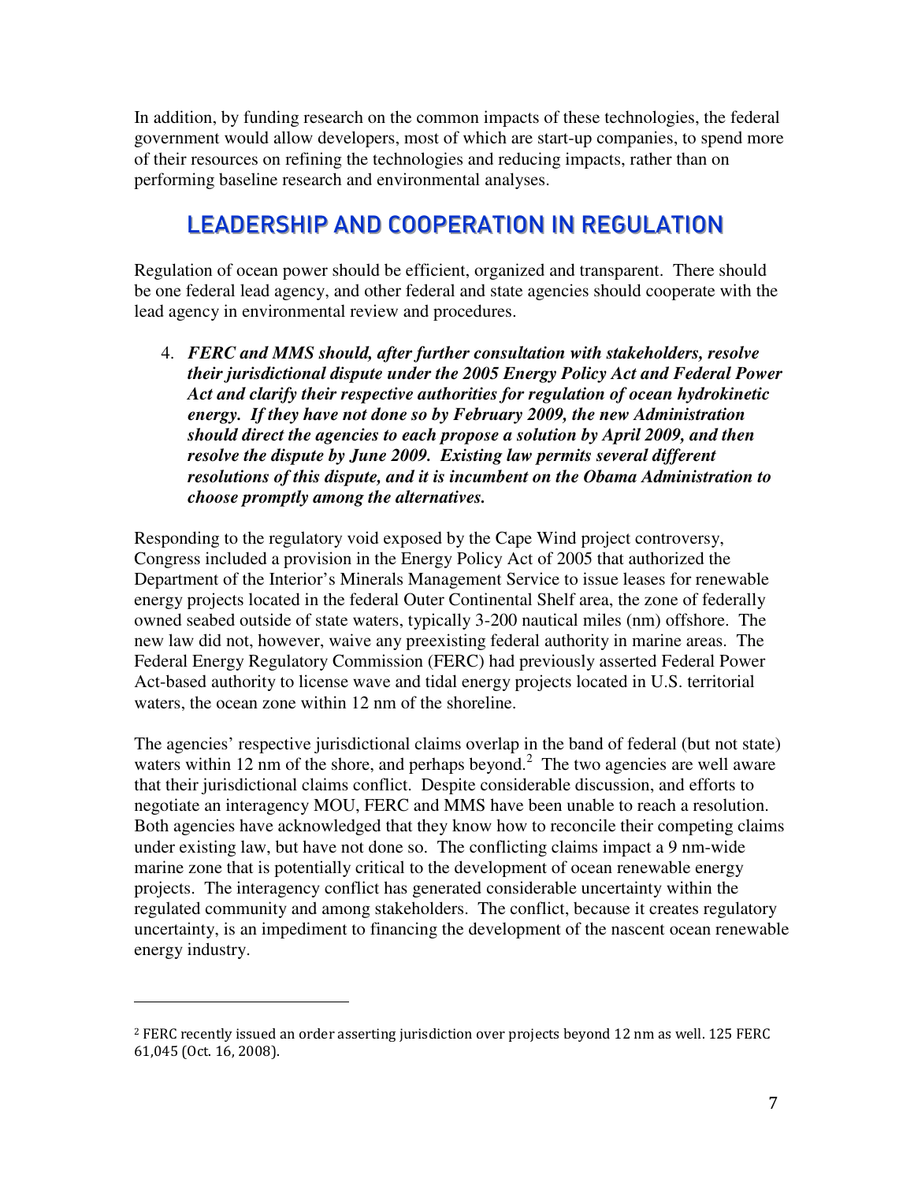In addition, by funding research on the common impacts of these technologies, the federal government would allow developers, most of which are start-up companies, to spend more of their resources on refining the technologies and reducing impacts, rather than on performing baseline research and environmental analyses.

## LEADERSHIP AND COOPERATION IN REGULATION

Regulation of ocean power should be efficient, organized and transparent. There should be one federal lead agency, and other federal and state agencies should cooperate with the lead agency in environmental review and procedures.

4. ***FERC and MMS should, after further consultation with stakeholders, resolve their jurisdictional dispute under the 2005 Energy Policy Act and Federal Power Act and clarify their respective authorities for regulation of ocean hydrokinetic energy. If they have not done so by February 2009, the new Administration should direct the agencies to each propose a solution by April 2009, and then resolve the dispute by June 2009. Existing law permits several different resolutions of this dispute, and it is incumbent on the Obama Administration to choose promptly among the alternatives.***

Responding to the regulatory void exposed by the Cape Wind project controversy, Congress included a provision in the Energy Policy Act of 2005 that authorized the Department of the Interior's Minerals Management Service to issue leases for renewable energy projects located in the federal Outer Continental Shelf area, the zone of federally owned seabed outside of state waters, typically 3-200 nautical miles (nm) offshore. The new law did not, however, waive any preexisting federal authority in marine areas. The Federal Energy Regulatory Commission (FERC) had previously asserted Federal Power Act-based authority to license wave and tidal energy projects located in U.S. territorial waters, the ocean zone within 12 nm of the shoreline.

The agencies' respective jurisdictional claims overlap in the band of federal (but not state) waters within 12 nm of the shore, and perhaps beyond.[2] The two agencies are well aware that their jurisdictional claims conflict. Despite considerable discussion, and efforts to negotiate an interagency MOU, FERC and MMS have been unable to reach a resolution. Both agencies have acknowledged that they know how to reconcile their competing claims under existing law, but have not done so. The conflicting claims impact a 9 nm-wide marine zone that is potentially critical to the development of ocean renewable energy projects. The interagency conflict has generated considerable uncertainty within the regulated community and among stakeholders. The conflict, because it creates regulatory uncertainty, is an impediment to financing the development of the nascent ocean renewable energy industry.

---

[2] FERC recently issued an order asserting jurisdiction over projects beyond 12 nm as well. 125 FERC 61,045 (Oct. 16, 2008).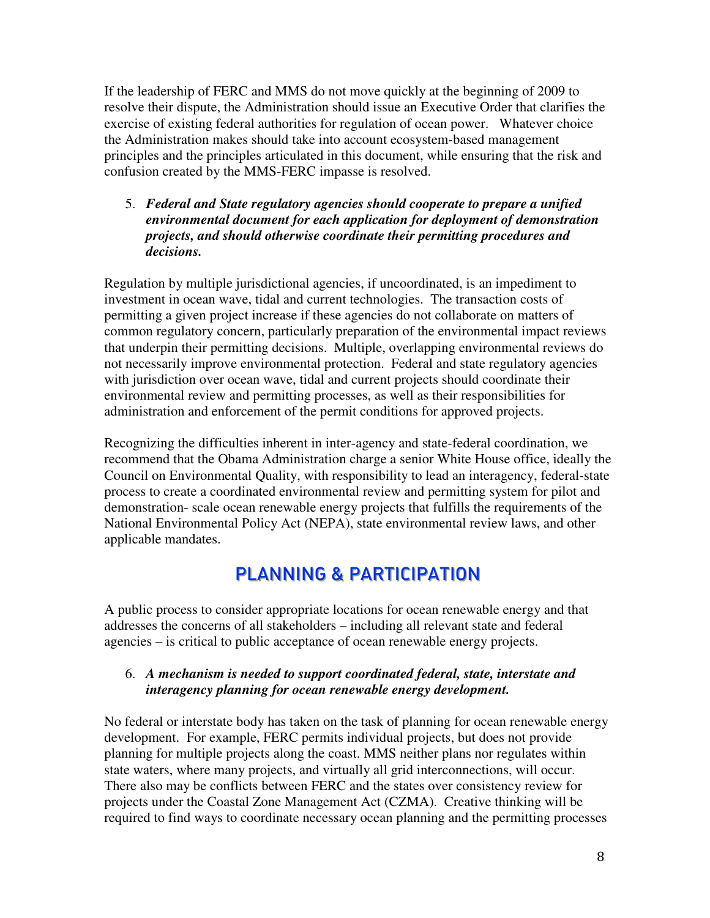If the leadership of FERC and MMS do not move quickly at the beginning of 2009 to resolve their dispute, the Administration should issue an Executive Order that clarifies the exercise of existing federal authorities for regulation of ocean power. Whatever choice the Administration makes should take into account ecosystem-based management principles and the principles articulated in this document, while ensuring that the risk and confusion created by the MMS-FERC impasse is resolved.

5. ***Federal and State regulatory agencies should cooperate to prepare a unified environmental document for each application for deployment of demonstration projects, and should otherwise coordinate their permitting procedures and decisions.***

Regulation by multiple jurisdictional agencies, if uncoordinated, is an impediment to investment in ocean wave, tidal and current technologies. The transaction costs of permitting a given project increase if these agencies do not collaborate on matters of common regulatory concern, particularly preparation of the environmental impact reviews that underpin their permitting decisions. Multiple, overlapping environmental reviews do not necessarily improve environmental protection. Federal and state regulatory agencies with jurisdiction over ocean wave, tidal and current projects should coordinate their environmental review and permitting processes, as well as their responsibilities for administration and enforcement of the permit conditions for approved projects.

Recognizing the difficulties inherent in inter-agency and state-federal coordination, we recommend that the Obama Administration charge a senior White House office, ideally the Council on Environmental Quality, with responsibility to lead an interagency, federal-state process to create a coordinated environmental review and permitting system for pilot and demonstration- scale ocean renewable energy projects that fulfills the requirements of the National Environmental Policy Act (NEPA), state environmental review laws, and other applicable mandates.

## PLANNING & PARTICIPATION

A public process to consider appropriate locations for ocean renewable energy and that addresses the concerns of all stakeholders – including all relevant state and federal agencies – is critical to public acceptance of ocean renewable energy projects.

6. ***A mechanism is needed to support coordinated federal, state, interstate and interagency planning for ocean renewable energy development.***

No federal or interstate body has taken on the task of planning for ocean renewable energy development. For example, FERC permits individual projects, but does not provide planning for multiple projects along the coast. MMS neither plans nor regulates within state waters, where many projects, and virtually all grid interconnections, will occur. There also may be conflicts between FERC and the states over consistency review for projects under the Coastal Zone Management Act (CZMA). Creative thinking will be required to find ways to coordinate necessary ocean planning and the permitting processes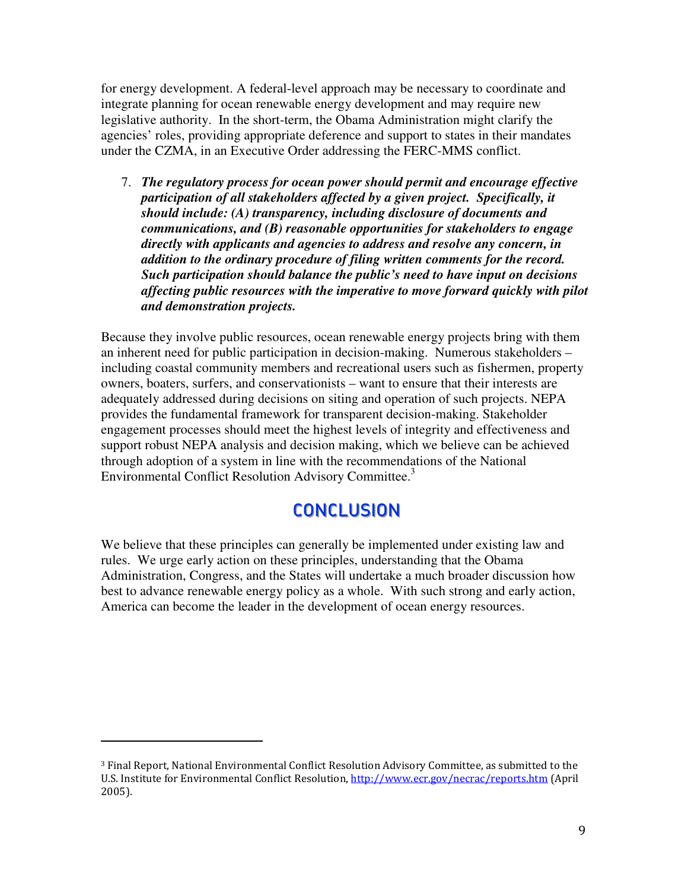for energy development. A federal-level approach may be necessary to coordinate and integrate planning for ocean renewable energy development and may require new legislative authority. In the short-term, the Obama Administration might clarify the agencies' roles, providing appropriate deference and support to states in their mandates under the CZMA, in an Executive Order addressing the FERC-MMS conflict.

7. ***The regulatory process for ocean power should permit and encourage effective participation of all stakeholders affected by a given project. Specifically, it should include: (A) transparency, including disclosure of documents and communications, and (B) reasonable opportunities for stakeholders to engage directly with applicants and agencies to address and resolve any concern, in addition to the ordinary procedure of filing written comments for the record. Such participation should balance the public's need to have input on decisions affecting public resources with the imperative to move forward quickly with pilot and demonstration projects.***

Because they involve public resources, ocean renewable energy projects bring with them an inherent need for public participation in decision-making. Numerous stakeholders – including coastal community members and recreational users such as fishermen, property owners, boaters, surfers, and conservationists – want to ensure that their interests are adequately addressed during decisions on siting and operation of such projects. NEPA provides the fundamental framework for transparent decision-making. Stakeholder engagement processes should meet the highest levels of integrity and effectiveness and support robust NEPA analysis and decision making, which we believe can be achieved through adoption of a system in line with the recommendations of the National Environmental Conflict Resolution Advisory Committee.[3]

## CONCLUSION

We believe that these principles can generally be implemented under existing law and rules. We urge early action on these principles, understanding that the Obama Administration, Congress, and the States will undertake a much broader discussion how best to advance renewable energy policy as a whole. With such strong and early action, America can become the leader in the development of ocean energy resources.

---

[3] Final Report, National Environmental Conflict Resolution Advisory Committee, as submitted to the U.S. Institute for Environmental Conflict Resolution, http://www.ecr.gov/necrac/reports.htm (April 2005).